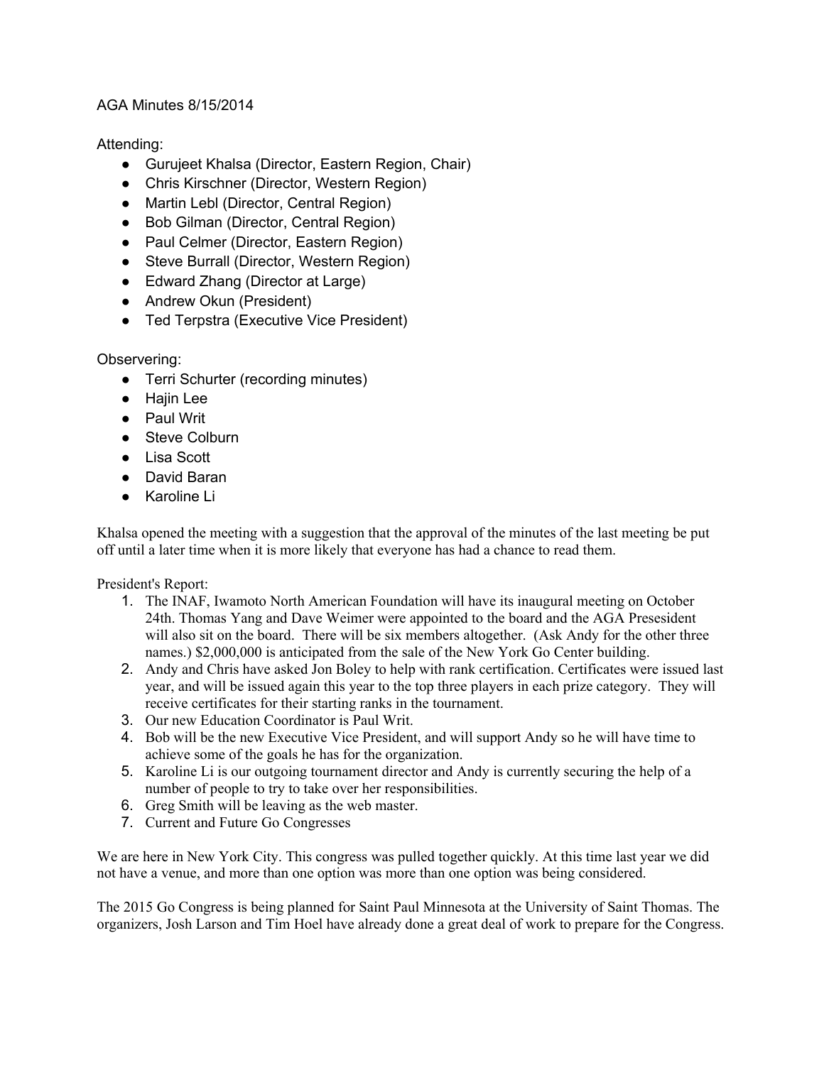AGA Minutes 8/15/2014

Attending:

- Gurujeet Khalsa (Director, Eastern Region, Chair)
- Chris Kirschner (Director, Western Region)
- Martin Lebl (Director, Central Region)
- Bob Gilman (Director, Central Region)
- Paul Celmer (Director, Eastern Region)
- Steve Burrall (Director, Western Region)
- Edward Zhang (Director at Large)
- Andrew Okun (President)
- Ted Terpstra (Executive Vice President)

Observering:

- Terri Schurter (recording minutes)
- Hajin Lee
- Paul Writ
- Steve Colburn
- Lisa Scott
- David Baran
- Karoline Li

Khalsa opened the meeting with a suggestion that the approval of the minutes of the last meeting be put off until a later time when it is more likely that everyone has had a chance to read them.

President's Report:

1. The INAF, Iwamoto North American Foundation will have its inaugural meeting on October 24th. Thomas Yang and Dave Weimer were appointed to the board and the AGA Presesident will also sit on the board. There will be six members altogether. (Ask Andy for the other three names.) $2,000,000 is anticipated from the sale of the New York Go Center building.
2. Andy and Chris have asked Jon Boley to help with rank certification. Certificates were issued last year, and will be issued again this year to the top three players in each prize category. They will receive certificates for their starting ranks in the tournament.
3. Our new Education Coordinator is Paul Writ.
4. Bob will be the new Executive Vice President, and will support Andy so he will have time to achieve some of the goals he has for the organization.
5. Karoline Li is our outgoing tournament director and Andy is currently securing the help of a number of people to try to take over her responsibilities.
6. Greg Smith will be leaving as the web master.
7. Current and Future Go Congresses

We are here in New York City. This congress was pulled together quickly. At this time last year we did not have a venue, and more than one option was more than one option was being considered.

The 2015 Go Congress is being planned for Saint Paul Minnesota at the University of Saint Thomas. The organizers, Josh Larson and Tim Hoel have already done a great deal of work to prepare for the Congress.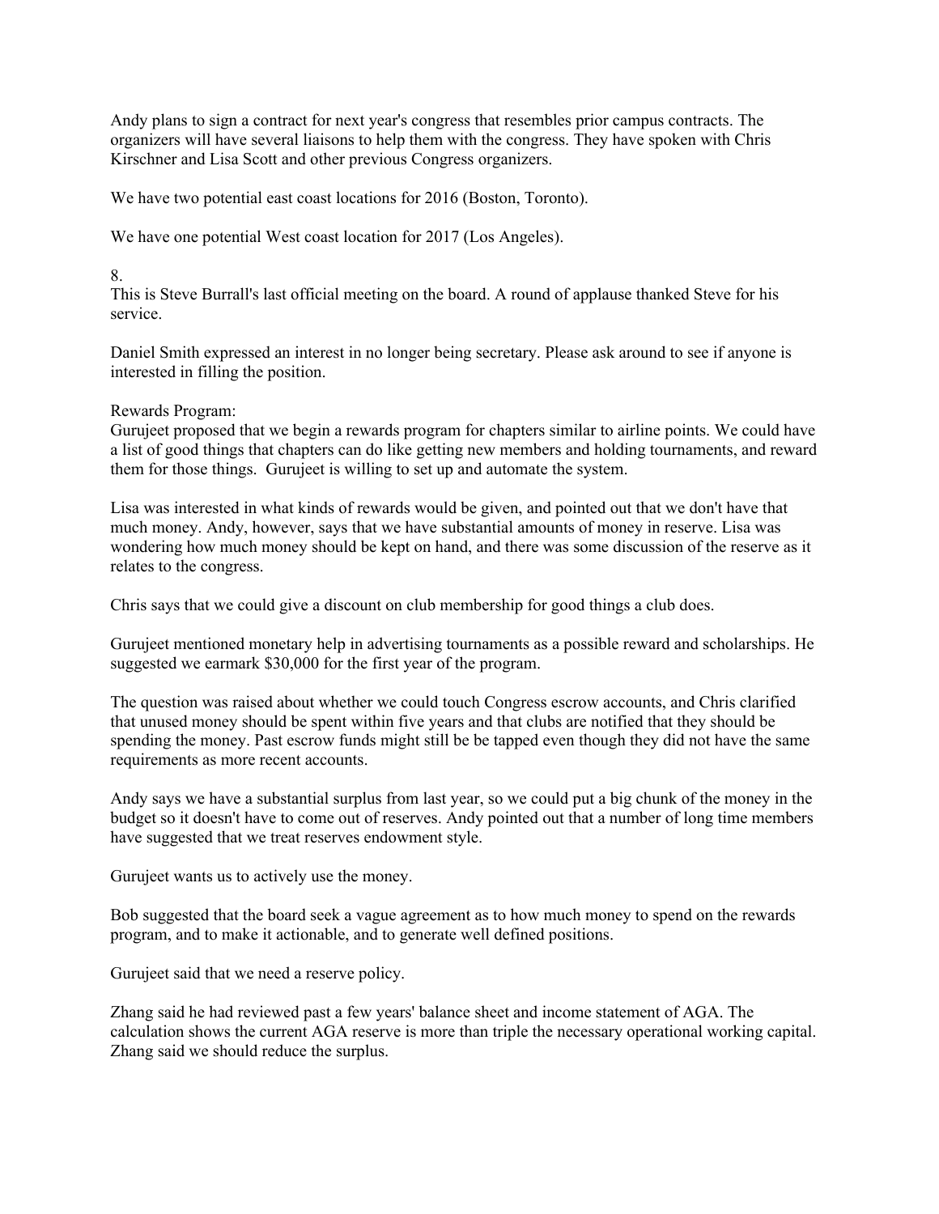Andy plans to sign a contract for next year's congress that resembles prior campus contracts. The organizers will have several liaisons to help them with the congress. They have spoken with Chris Kirschner and Lisa Scott and other previous Congress organizers.

We have two potential east coast locations for 2016 (Boston, Toronto).

We have one potential West coast location for 2017 (Los Angeles).

8.
This is Steve Burrall's last official meeting on the board. A round of applause thanked Steve for his service.

Daniel Smith expressed an interest in no longer being secretary. Please ask around to see if anyone is interested in filling the position.

Rewards Program:
Gurujeet proposed that we begin a rewards program for chapters similar to airline points. We could have a list of good things that chapters can do like getting new members and holding tournaments, and reward them for those things. Gurujeet is willing to set up and automate the system.

Lisa was interested in what kinds of rewards would be given, and pointed out that we don't have that much money. Andy, however, says that we have substantial amounts of money in reserve. Lisa was wondering how much money should be kept on hand, and there was some discussion of the reserve as it relates to the congress.

Chris says that we could give a discount on club membership for good things a club does.

Gurujeet mentioned monetary help in advertising tournaments as a possible reward and scholarships. He suggested we earmark $30,000 for the first year of the program.

The question was raised about whether we could touch Congress escrow accounts, and Chris clarified that unused money should be spent within five years and that clubs are notified that they should be spending the money. Past escrow funds might still be be tapped even though they did not have the same requirements as more recent accounts.

Andy says we have a substantial surplus from last year, so we could put a big chunk of the money in the budget so it doesn't have to come out of reserves. Andy pointed out that a number of long time members have suggested that we treat reserves endowment style.

Gurujeet wants us to actively use the money.

Bob suggested that the board seek a vague agreement as to how much money to spend on the rewards program, and to make it actionable, and to generate well defined positions.

Gurujeet said that we need a reserve policy.

Zhang said he had reviewed past a few years' balance sheet and income statement of AGA. The calculation shows the current AGA reserve is more than triple the necessary operational working capital. Zhang said we should reduce the surplus.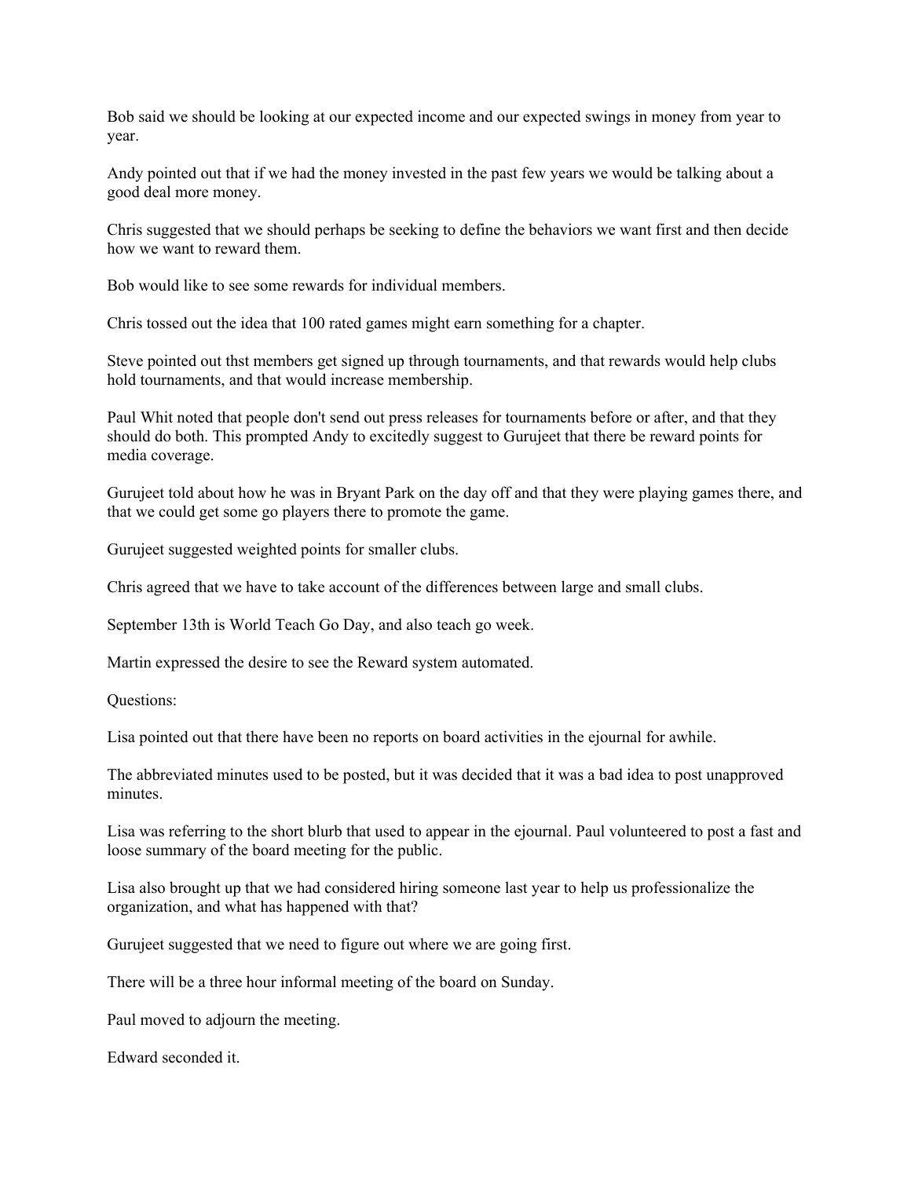Bob said we should be looking at our expected income and our expected swings in money from year to year.

Andy pointed out that if we had the money invested in the past few years we would be talking about a good deal more money.

Chris suggested that we should perhaps be seeking to define the behaviors we want first and then decide how we want to reward them.

Bob would like to see some rewards for individual members.

Chris tossed out the idea that 100 rated games might earn something for a chapter.

Steve pointed out thst members get signed up through tournaments, and that rewards would help clubs hold tournaments, and that would increase membership.

Paul Whit noted that people don't send out press releases for tournaments before or after, and that they should do both. This prompted Andy to excitedly suggest to Gurujeet that there be reward points for media coverage.

Gurujeet told about how he was in Bryant Park on the day off and that they were playing games there, and that we could get some go players there to promote the game.

Gurujeet suggested weighted points for smaller clubs.

Chris agreed that we have to take account of the differences between large and small clubs.

September 13th is World Teach Go Day, and also teach go week.

Martin expressed the desire to see the Reward system automated.

Questions:

Lisa pointed out that there have been no reports on board activities in the ejournal for awhile.

The abbreviated minutes used to be posted, but it was decided that it was a bad idea to post unapproved minutes.

Lisa was referring to the short blurb that used to appear in the ejournal. Paul volunteered to post a fast and loose summary of the board meeting for the public.

Lisa also brought up that we had considered hiring someone last year to help us professionalize the organization, and what has happened with that?

Gurujeet suggested that we need to figure out where we are going first.

There will be a three hour informal meeting of the board on Sunday.

Paul moved to adjourn the meeting.

Edward seconded it.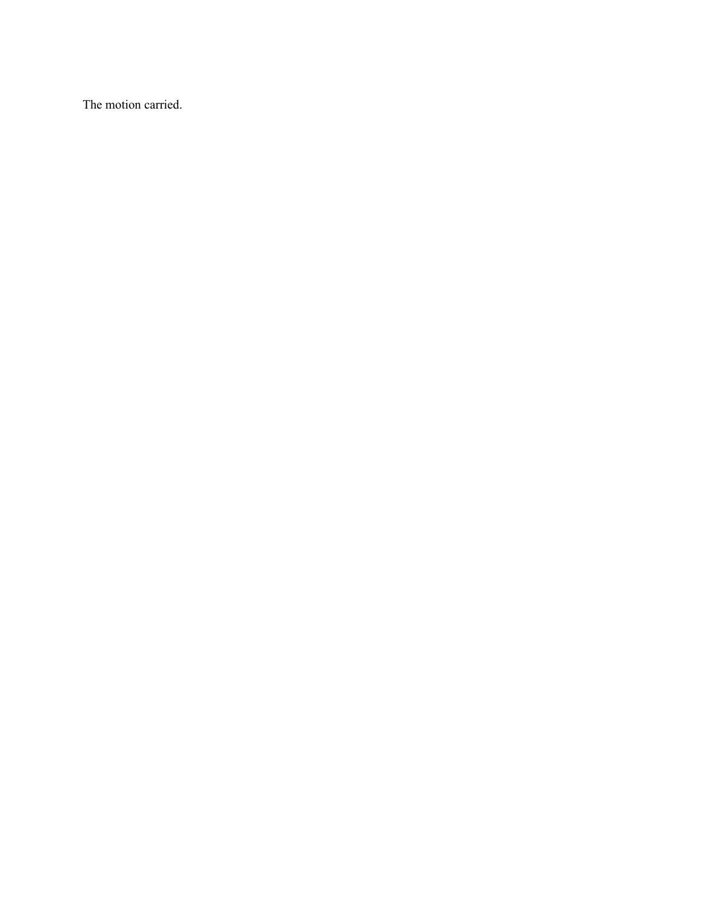The motion carried.